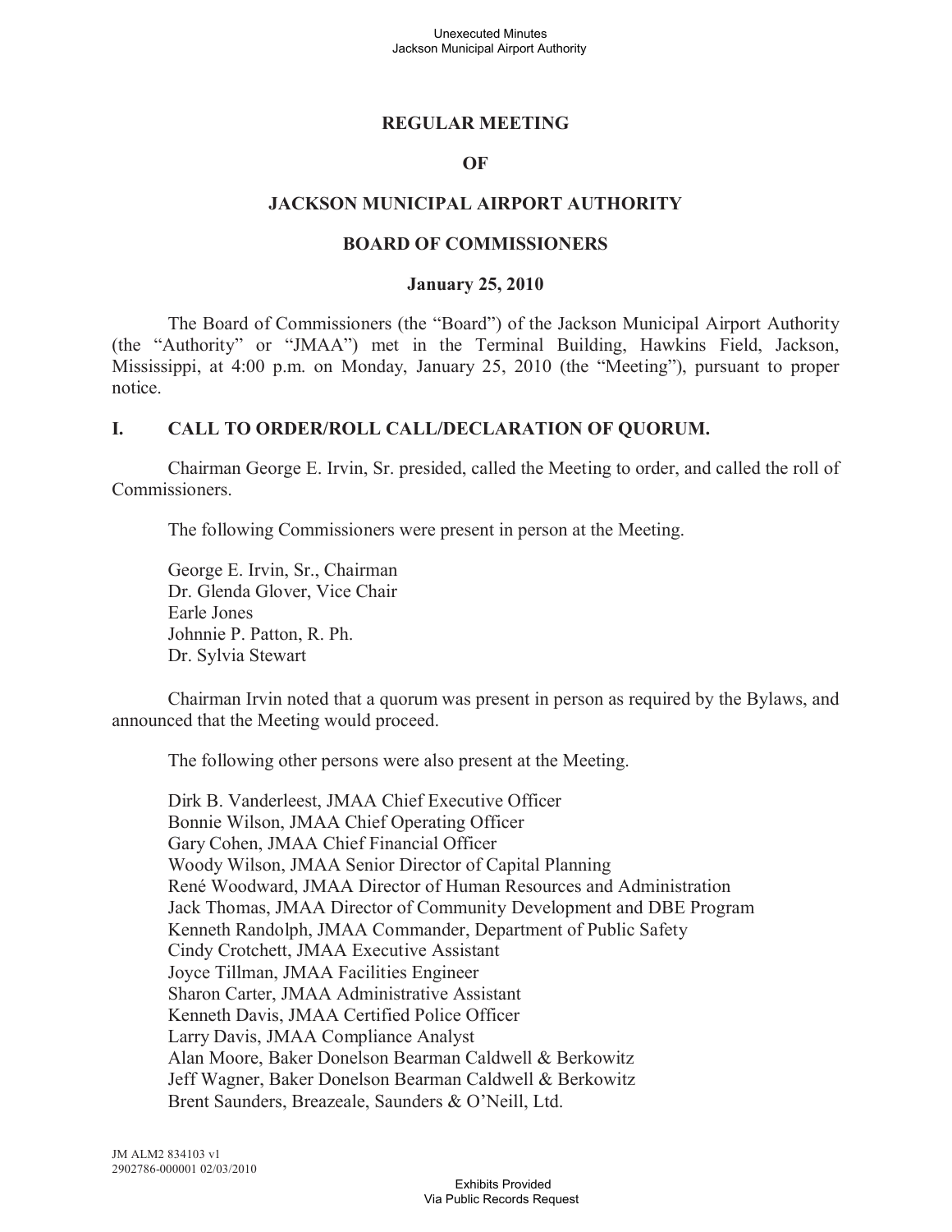# REGULAR MEETING

# OF

# JACKSON MUNICIPAL AIRPORT AUTHORITY

# BOARD OF COMMISSIONERS

## January 25, 2010

The Board of Commissioners (the "Board") of the Jackson Municipal Airport Authority (the "Authority" or "JMAA") met in the Terminal Building, Hawkins Field, Jackson, Mississippi, at 4:00 p.m. on Monday, January 25, 2010 (the "Meeting"), pursuant to proper notice.

## I. CALL TO ORDER/ROLL CALL/DECLARATION OF QUORUM.

Chairman George E. Irvin, Sr. presided, called the Meeting to order, and called the roll of Commissioners.

The following Commissioners were present in person at the Meeting.

George E. Irvin, Sr., Chairman
Dr. Glenda Glover, Vice Chair
Earle Jones
Johnnie P. Patton, R. Ph.
Dr. Sylvia Stewart

Chairman Irvin noted that a quorum was present in person as required by the Bylaws, and announced that the Meeting would proceed.

The following other persons were also present at the Meeting.

Dirk B. Vanderleest, JMAA Chief Executive Officer
Bonnie Wilson, JMAA Chief Operating Officer
Gary Cohen, JMAA Chief Financial Officer
Woody Wilson, JMAA Senior Director of Capital Planning
René Woodward, JMAA Director of Human Resources and Administration
Jack Thomas, JMAA Director of Community Development and DBE Program
Kenneth Randolph, JMAA Commander, Department of Public Safety
Cindy Crotchett, JMAA Executive Assistant
Joyce Tillman, JMAA Facilities Engineer
Sharon Carter, JMAA Administrative Assistant
Kenneth Davis, JMAA Certified Police Officer
Larry Davis, JMAA Compliance Analyst
Alan Moore, Baker Donelson Bearman Caldwell & Berkowitz
Jeff Wagner, Baker Donelson Bearman Caldwell & Berkowitz
Brent Saunders, Breazeale, Saunders & O'Neill, Ltd.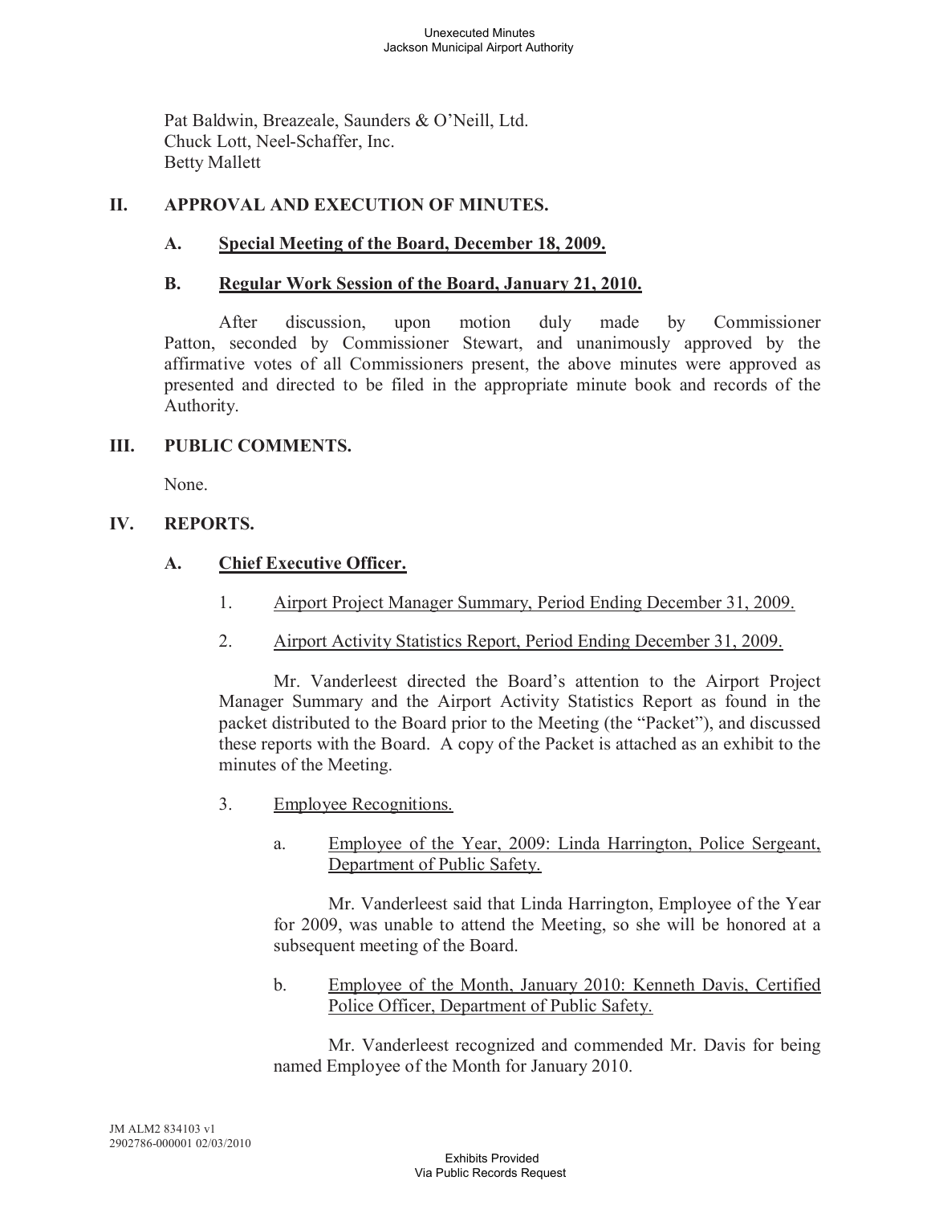Pat Baldwin, Breazeale, Saunders & O'Neill, Ltd.
Chuck Lott, Neel-Schaffer, Inc.
Betty Mallett

## II. APPROVAL AND EXECUTION OF MINUTES.

### A. Special Meeting of the Board, December 18, 2009.

### B. Regular Work Session of the Board, January 21, 2010.

After discussion, upon motion duly made by Commissioner Patton, seconded by Commissioner Stewart, and unanimously approved by the affirmative votes of all Commissioners present, the above minutes were approved as presented and directed to be filed in the appropriate minute book and records of the Authority.

## III. PUBLIC COMMENTS.

None.

## IV. REPORTS.

### A. Chief Executive Officer.

1. Airport Project Manager Summary, Period Ending December 31, 2009.

2. Airport Activity Statistics Report, Period Ending December 31, 2009.

Mr. Vanderleest directed the Board's attention to the Airport Project Manager Summary and the Airport Activity Statistics Report as found in the packet distributed to the Board prior to the Meeting (the "Packet"), and discussed these reports with the Board. A copy of the Packet is attached as an exhibit to the minutes of the Meeting.

3. Employee Recognitions.

   a. Employee of the Year, 2009: Linda Harrington, Police Sergeant, Department of Public Safety.

   Mr. Vanderleest said that Linda Harrington, Employee of the Year for 2009, was unable to attend the Meeting, so she will be honored at a subsequent meeting of the Board.

   b. Employee of the Month, January 2010: Kenneth Davis, Certified Police Officer, Department of Public Safety.

   Mr. Vanderleest recognized and commended Mr. Davis for being named Employee of the Month for January 2010.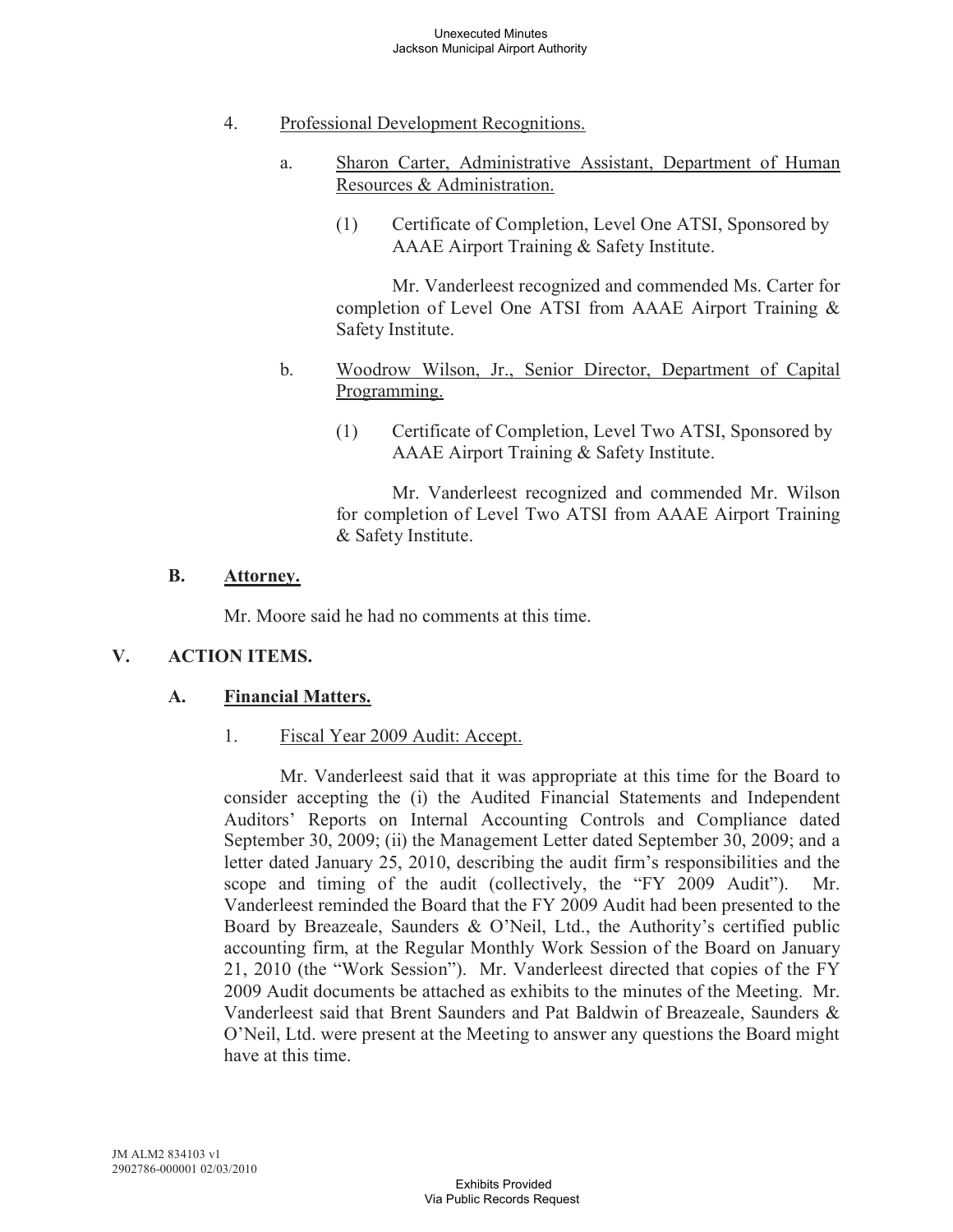4. Professional Development Recognitions.

   a. Sharon Carter, Administrative Assistant, Department of Human Resources & Administration.

      (1) Certificate of Completion, Level One ATSI, Sponsored by AAAE Airport Training & Safety Institute.

      Mr. Vanderleest recognized and commended Ms. Carter for completion of Level One ATSI from AAAE Airport Training & Safety Institute.

   b. Woodrow Wilson, Jr., Senior Director, Department of Capital Programming.

      (1) Certificate of Completion, Level Two ATSI, Sponsored by AAAE Airport Training & Safety Institute.

      Mr. Vanderleest recognized and commended Mr. Wilson for completion of Level Two ATSI from AAAE Airport Training & Safety Institute.

**B. Attorney.**

Mr. Moore said he had no comments at this time.

**V. ACTION ITEMS.**

**A. Financial Matters.**

1. Fiscal Year 2009 Audit: Accept.

Mr. Vanderleest said that it was appropriate at this time for the Board to consider accepting the (i) the Audited Financial Statements and Independent Auditors' Reports on Internal Accounting Controls and Compliance dated September 30, 2009; (ii) the Management Letter dated September 30, 2009; and a letter dated January 25, 2010, describing the audit firm's responsibilities and the scope and timing of the audit (collectively, the "FY 2009 Audit"). Mr. Vanderleest reminded the Board that the FY 2009 Audit had been presented to the Board by Breazeale, Saunders & O'Neil, Ltd., the Authority's certified public accounting firm, at the Regular Monthly Work Session of the Board on January 21, 2010 (the "Work Session"). Mr. Vanderleest directed that copies of the FY 2009 Audit documents be attached as exhibits to the minutes of the Meeting. Mr. Vanderleest said that Brent Saunders and Pat Baldwin of Breazeale, Saunders & O'Neil, Ltd. were present at the Meeting to answer any questions the Board might have at this time.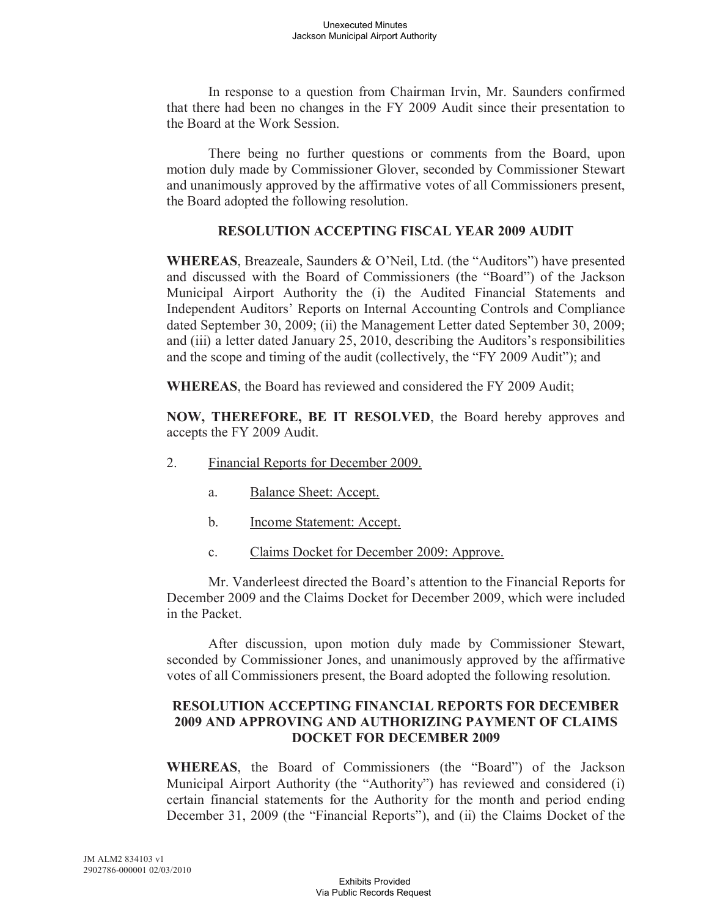In response to a question from Chairman Irvin, Mr. Saunders confirmed that there had been no changes in the FY 2009 Audit since their presentation to the Board at the Work Session.

There being no further questions or comments from the Board, upon motion duly made by Commissioner Glover, seconded by Commissioner Stewart and unanimously approved by the affirmative votes of all Commissioners present, the Board adopted the following resolution.

**RESOLUTION ACCEPTING FISCAL YEAR 2009 AUDIT**

**WHEREAS**, Breazeale, Saunders & O'Neil, Ltd. (the "Auditors") have presented and discussed with the Board of Commissioners (the "Board") of the Jackson Municipal Airport Authority the (i) the Audited Financial Statements and Independent Auditors' Reports on Internal Accounting Controls and Compliance dated September 30, 2009; (ii) the Management Letter dated September 30, 2009; and (iii) a letter dated January 25, 2010, describing the Auditors's responsibilities and the scope and timing of the audit (collectively, the "FY 2009 Audit"); and

**WHEREAS**, the Board has reviewed and considered the FY 2009 Audit;

**NOW, THEREFORE, BE IT RESOLVED**, the Board hereby approves and accepts the FY 2009 Audit.

2. Financial Reports for December 2009.

   a. Balance Sheet: Accept.

   b. Income Statement: Accept.

   c. Claims Docket for December 2009: Approve.

Mr. Vanderleest directed the Board's attention to the Financial Reports for December 2009 and the Claims Docket for December 2009, which were included in the Packet.

After discussion, upon motion duly made by Commissioner Stewart, seconded by Commissioner Jones, and unanimously approved by the affirmative votes of all Commissioners present, the Board adopted the following resolution.

**RESOLUTION ACCEPTING FINANCIAL REPORTS FOR DECEMBER 2009 AND APPROVING AND AUTHORIZING PAYMENT OF CLAIMS DOCKET FOR DECEMBER 2009**

**WHEREAS**, the Board of Commissioners (the "Board") of the Jackson Municipal Airport Authority (the "Authority") has reviewed and considered (i) certain financial statements for the Authority for the month and period ending December 31, 2009 (the "Financial Reports"), and (ii) the Claims Docket of the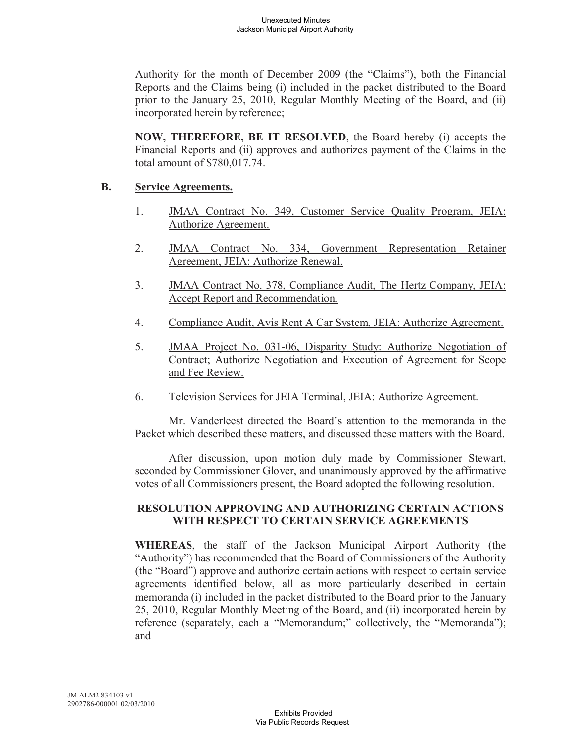Authority for the month of December 2009 (the "Claims"), both the Financial Reports and the Claims being (i) included in the packet distributed to the Board prior to the January 25, 2010, Regular Monthly Meeting of the Board, and (ii) incorporated herein by reference;

**NOW, THEREFORE, BE IT RESOLVED**, the Board hereby (i) accepts the Financial Reports and (ii) approves and authorizes payment of the Claims in the total amount of $780,017.74.

**B. Service Agreements.**

1. JMAA Contract No. 349, Customer Service Quality Program, JEIA: Authorize Agreement.

2. JMAA Contract No. 334, Government Representation Retainer Agreement, JEIA: Authorize Renewal.

3. JMAA Contract No. 378, Compliance Audit, The Hertz Company, JEIA: Accept Report and Recommendation.

4. Compliance Audit, Avis Rent A Car System, JEIA: Authorize Agreement.

5. JMAA Project No. 031-06, Disparity Study: Authorize Negotiation of Contract; Authorize Negotiation and Execution of Agreement for Scope and Fee Review.

6. Television Services for JEIA Terminal, JEIA: Authorize Agreement.

Mr. Vanderleest directed the Board's attention to the memoranda in the Packet which described these matters, and discussed these matters with the Board.

After discussion, upon motion duly made by Commissioner Stewart, seconded by Commissioner Glover, and unanimously approved by the affirmative votes of all Commissioners present, the Board adopted the following resolution.

**RESOLUTION APPROVING AND AUTHORIZING CERTAIN ACTIONS WITH RESPECT TO CERTAIN SERVICE AGREEMENTS**

**WHEREAS**, the staff of the Jackson Municipal Airport Authority (the "Authority") has recommended that the Board of Commissioners of the Authority (the "Board") approve and authorize certain actions with respect to certain service agreements identified below, all as more particularly described in certain memoranda (i) included in the packet distributed to the Board prior to the January 25, 2010, Regular Monthly Meeting of the Board, and (ii) incorporated herein by reference (separately, each a "Memorandum;" collectively, the "Memoranda"); and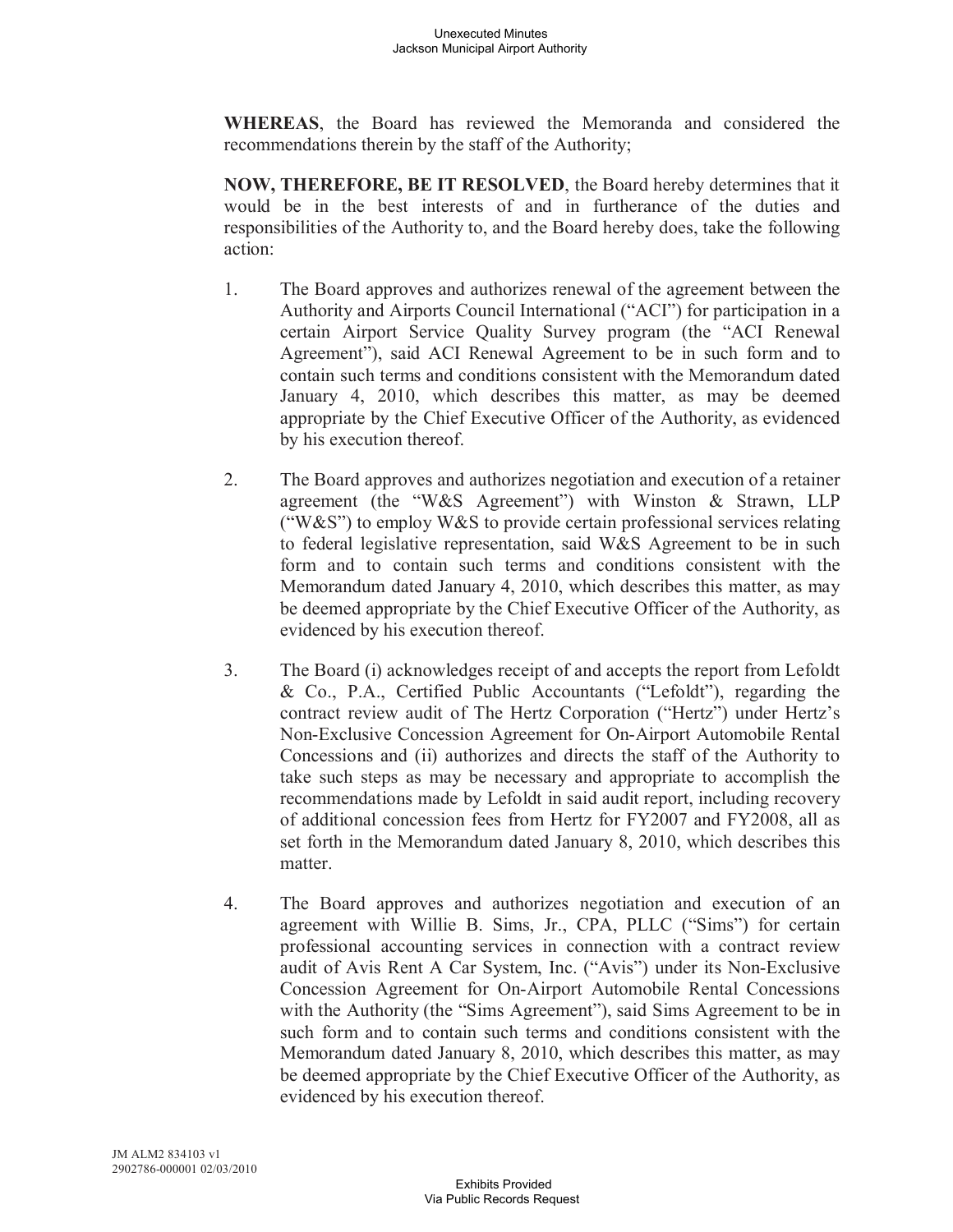**WHEREAS**, the Board has reviewed the Memoranda and considered the recommendations therein by the staff of the Authority;

**NOW, THEREFORE, BE IT RESOLVED**, the Board hereby determines that it would be in the best interests of and in furtherance of the duties and responsibilities of the Authority to, and the Board hereby does, take the following action:

1. The Board approves and authorizes renewal of the agreement between the Authority and Airports Council International ("ACI") for participation in a certain Airport Service Quality Survey program (the "ACI Renewal Agreement"), said ACI Renewal Agreement to be in such form and to contain such terms and conditions consistent with the Memorandum dated January 4, 2010, which describes this matter, as may be deemed appropriate by the Chief Executive Officer of the Authority, as evidenced by his execution thereof.

2. The Board approves and authorizes negotiation and execution of a retainer agreement (the "W&S Agreement") with Winston & Strawn, LLP ("W&S") to employ W&S to provide certain professional services relating to federal legislative representation, said W&S Agreement to be in such form and to contain such terms and conditions consistent with the Memorandum dated January 4, 2010, which describes this matter, as may be deemed appropriate by the Chief Executive Officer of the Authority, as evidenced by his execution thereof.

3. The Board (i) acknowledges receipt of and accepts the report from Lefoldt & Co., P.A., Certified Public Accountants ("Lefoldt"), regarding the contract review audit of The Hertz Corporation ("Hertz") under Hertz's Non-Exclusive Concession Agreement for On-Airport Automobile Rental Concessions and (ii) authorizes and directs the staff of the Authority to take such steps as may be necessary and appropriate to accomplish the recommendations made by Lefoldt in said audit report, including recovery of additional concession fees from Hertz for FY2007 and FY2008, all as set forth in the Memorandum dated January 8, 2010, which describes this matter.

4. The Board approves and authorizes negotiation and execution of an agreement with Willie B. Sims, Jr., CPA, PLLC ("Sims") for certain professional accounting services in connection with a contract review audit of Avis Rent A Car System, Inc. ("Avis") under its Non-Exclusive Concession Agreement for On-Airport Automobile Rental Concessions with the Authority (the "Sims Agreement"), said Sims Agreement to be in such form and to contain such terms and conditions consistent with the Memorandum dated January 8, 2010, which describes this matter, as may be deemed appropriate by the Chief Executive Officer of the Authority, as evidenced by his execution thereof.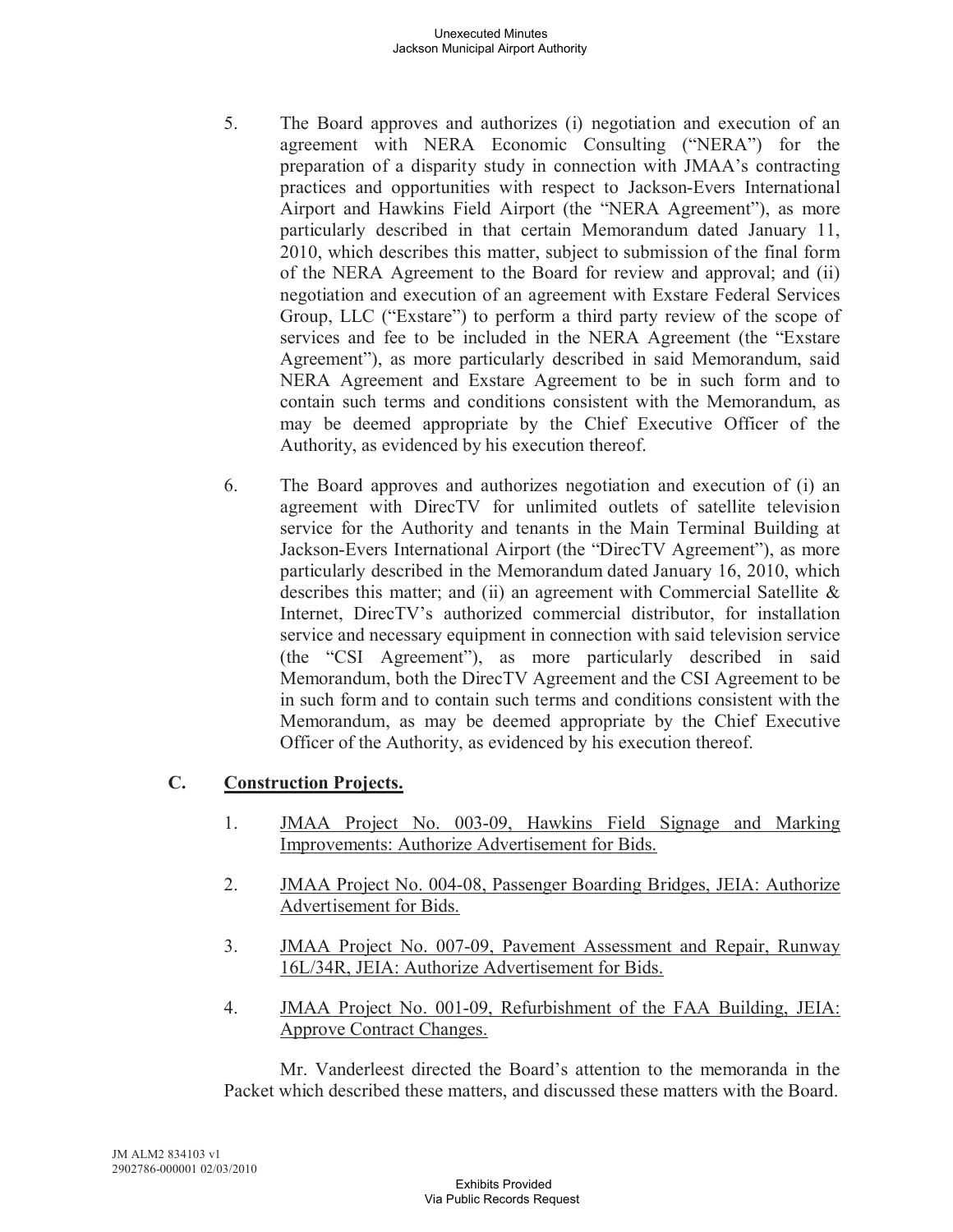5. The Board approves and authorizes (i) negotiation and execution of an agreement with NERA Economic Consulting ("NERA") for the preparation of a disparity study in connection with JMAA's contracting practices and opportunities with respect to Jackson-Evers International Airport and Hawkins Field Airport (the "NERA Agreement"), as more particularly described in that certain Memorandum dated January 11, 2010, which describes this matter, subject to submission of the final form of the NERA Agreement to the Board for review and approval; and (ii) negotiation and execution of an agreement with Exstare Federal Services Group, LLC ("Exstare") to perform a third party review of the scope of services and fee to be included in the NERA Agreement (the "Exstare Agreement"), as more particularly described in said Memorandum, said NERA Agreement and Exstare Agreement to be in such form and to contain such terms and conditions consistent with the Memorandum, as may be deemed appropriate by the Chief Executive Officer of the Authority, as evidenced by his execution thereof.

6. The Board approves and authorizes negotiation and execution of (i) an agreement with DirecTV for unlimited outlets of satellite television service for the Authority and tenants in the Main Terminal Building at Jackson-Evers International Airport (the "DirecTV Agreement"), as more particularly described in the Memorandum dated January 16, 2010, which describes this matter; and (ii) an agreement with Commercial Satellite & Internet, DirecTV's authorized commercial distributor, for installation service and necessary equipment in connection with said television service (the "CSI Agreement"), as more particularly described in said Memorandum, both the DirecTV Agreement and the CSI Agreement to be in such form and to contain such terms and conditions consistent with the Memorandum, as may be deemed appropriate by the Chief Executive Officer of the Authority, as evidenced by his execution thereof.

## C. Construction Projects.

1. JMAA Project No. 003-09, Hawkins Field Signage and Marking Improvements: Authorize Advertisement for Bids.

2. JMAA Project No. 004-08, Passenger Boarding Bridges, JEIA: Authorize Advertisement for Bids.

3. JMAA Project No. 007-09, Pavement Assessment and Repair, Runway 16L/34R, JEIA: Authorize Advertisement for Bids.

4. JMAA Project No. 001-09, Refurbishment of the FAA Building, JEIA: Approve Contract Changes.

Mr. Vanderleest directed the Board's attention to the memoranda in the Packet which described these matters, and discussed these matters with the Board.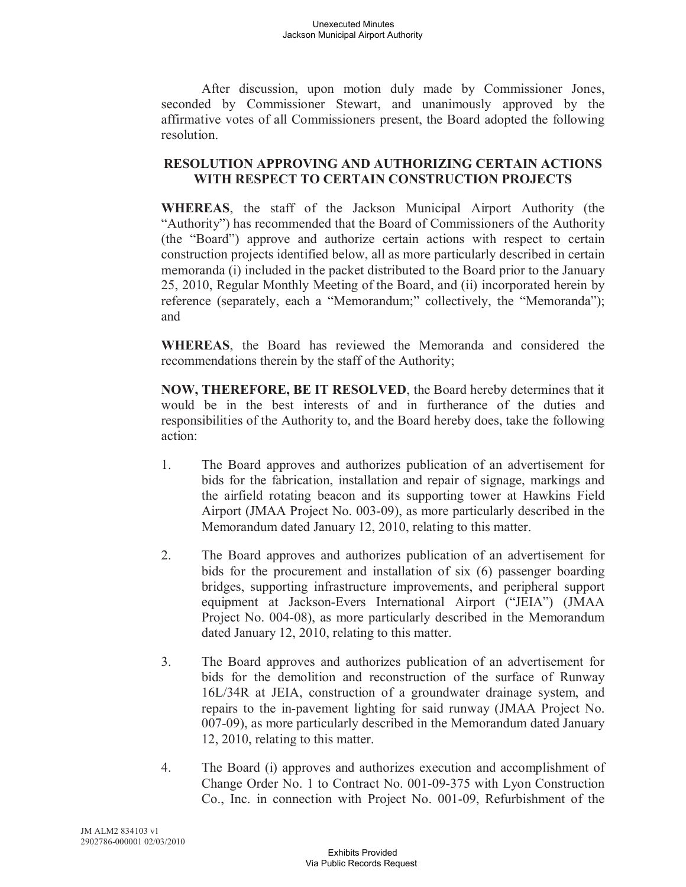After discussion, upon motion duly made by Commissioner Jones, seconded by Commissioner Stewart, and unanimously approved by the affirmative votes of all Commissioners present, the Board adopted the following resolution.

**RESOLUTION APPROVING AND AUTHORIZING CERTAIN ACTIONS WITH RESPECT TO CERTAIN CONSTRUCTION PROJECTS**

**WHEREAS**, the staff of the Jackson Municipal Airport Authority (the "Authority") has recommended that the Board of Commissioners of the Authority (the "Board") approve and authorize certain actions with respect to certain construction projects identified below, all as more particularly described in certain memoranda (i) included in the packet distributed to the Board prior to the January 25, 2010, Regular Monthly Meeting of the Board, and (ii) incorporated herein by reference (separately, each a "Memorandum;" collectively, the "Memoranda"); and

**WHEREAS**, the Board has reviewed the Memoranda and considered the recommendations therein by the staff of the Authority;

**NOW, THEREFORE, BE IT RESOLVED**, the Board hereby determines that it would be in the best interests of and in furtherance of the duties and responsibilities of the Authority to, and the Board hereby does, take the following action:

1. The Board approves and authorizes publication of an advertisement for bids for the fabrication, installation and repair of signage, markings and the airfield rotating beacon and its supporting tower at Hawkins Field Airport (JMAA Project No. 003-09), as more particularly described in the Memorandum dated January 12, 2010, relating to this matter.

2. The Board approves and authorizes publication of an advertisement for bids for the procurement and installation of six (6) passenger boarding bridges, supporting infrastructure improvements, and peripheral support equipment at Jackson-Evers International Airport ("JEIA") (JMAA Project No. 004-08), as more particularly described in the Memorandum dated January 12, 2010, relating to this matter.

3. The Board approves and authorizes publication of an advertisement for bids for the demolition and reconstruction of the surface of Runway 16L/34R at JEIA, construction of a groundwater drainage system, and repairs to the in-pavement lighting for said runway (JMAA Project No. 007-09), as more particularly described in the Memorandum dated January 12, 2010, relating to this matter.

4. The Board (i) approves and authorizes execution and accomplishment of Change Order No. 1 to Contract No. 001-09-375 with Lyon Construction Co., Inc. in connection with Project No. 001-09, Refurbishment of the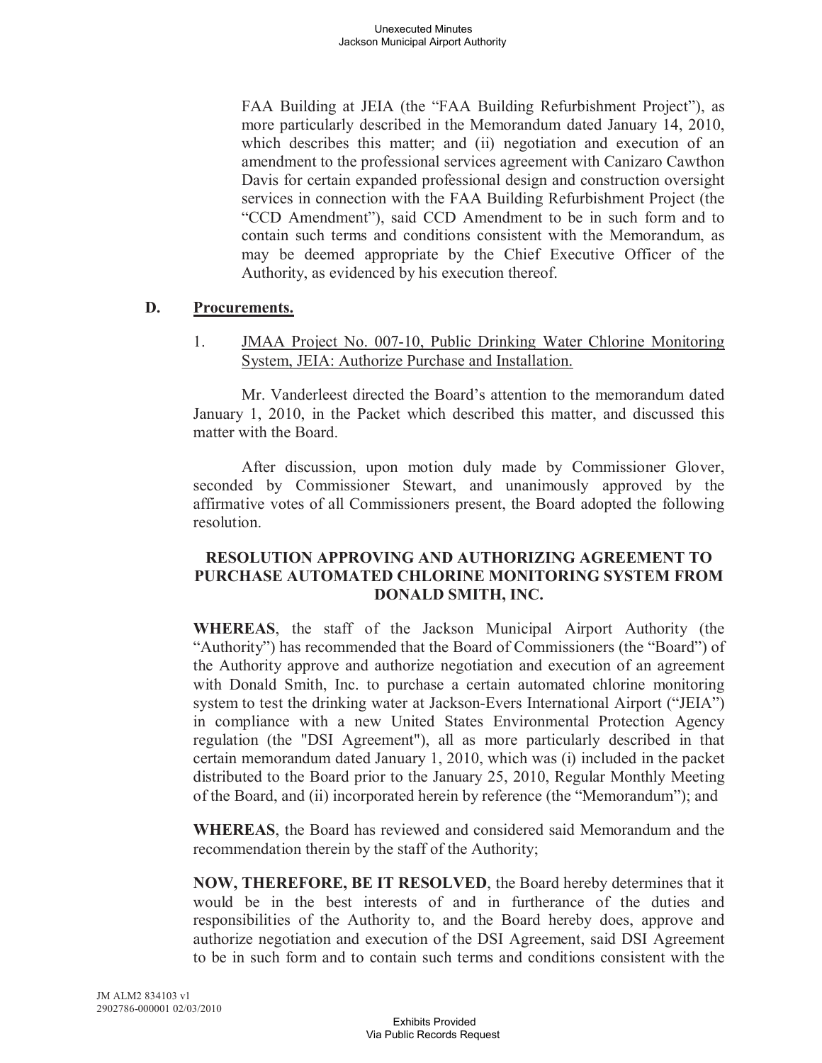FAA Building at JEIA (the "FAA Building Refurbishment Project"), as more particularly described in the Memorandum dated January 14, 2010, which describes this matter; and (ii) negotiation and execution of an amendment to the professional services agreement with Canizaro Cawthon Davis for certain expanded professional design and construction oversight services in connection with the FAA Building Refurbishment Project (the "CCD Amendment"), said CCD Amendment to be in such form and to contain such terms and conditions consistent with the Memorandum, as may be deemed appropriate by the Chief Executive Officer of the Authority, as evidenced by his execution thereof.

## D. Procurements.

1. JMAA Project No. 007-10, Public Drinking Water Chlorine Monitoring System, JEIA: Authorize Purchase and Installation.

Mr. Vanderleest directed the Board's attention to the memorandum dated January 1, 2010, in the Packet which described this matter, and discussed this matter with the Board.

After discussion, upon motion duly made by Commissioner Glover, seconded by Commissioner Stewart, and unanimously approved by the affirmative votes of all Commissioners present, the Board adopted the following resolution.

**RESOLUTION APPROVING AND AUTHORIZING AGREEMENT TO PURCHASE AUTOMATED CHLORINE MONITORING SYSTEM FROM DONALD SMITH, INC.**

**WHEREAS**, the staff of the Jackson Municipal Airport Authority (the "Authority") has recommended that the Board of Commissioners (the "Board") of the Authority approve and authorize negotiation and execution of an agreement with Donald Smith, Inc. to purchase a certain automated chlorine monitoring system to test the drinking water at Jackson-Evers International Airport ("JEIA") in compliance with a new United States Environmental Protection Agency regulation (the "DSI Agreement"), all as more particularly described in that certain memorandum dated January 1, 2010, which was (i) included in the packet distributed to the Board prior to the January 25, 2010, Regular Monthly Meeting of the Board, and (ii) incorporated herein by reference (the "Memorandum"); and

**WHEREAS**, the Board has reviewed and considered said Memorandum and the recommendation therein by the staff of the Authority;

**NOW, THEREFORE, BE IT RESOLVED**, the Board hereby determines that it would be in the best interests of and in furtherance of the duties and responsibilities of the Authority to, and the Board hereby does, approve and authorize negotiation and execution of the DSI Agreement, said DSI Agreement to be in such form and to contain such terms and conditions consistent with the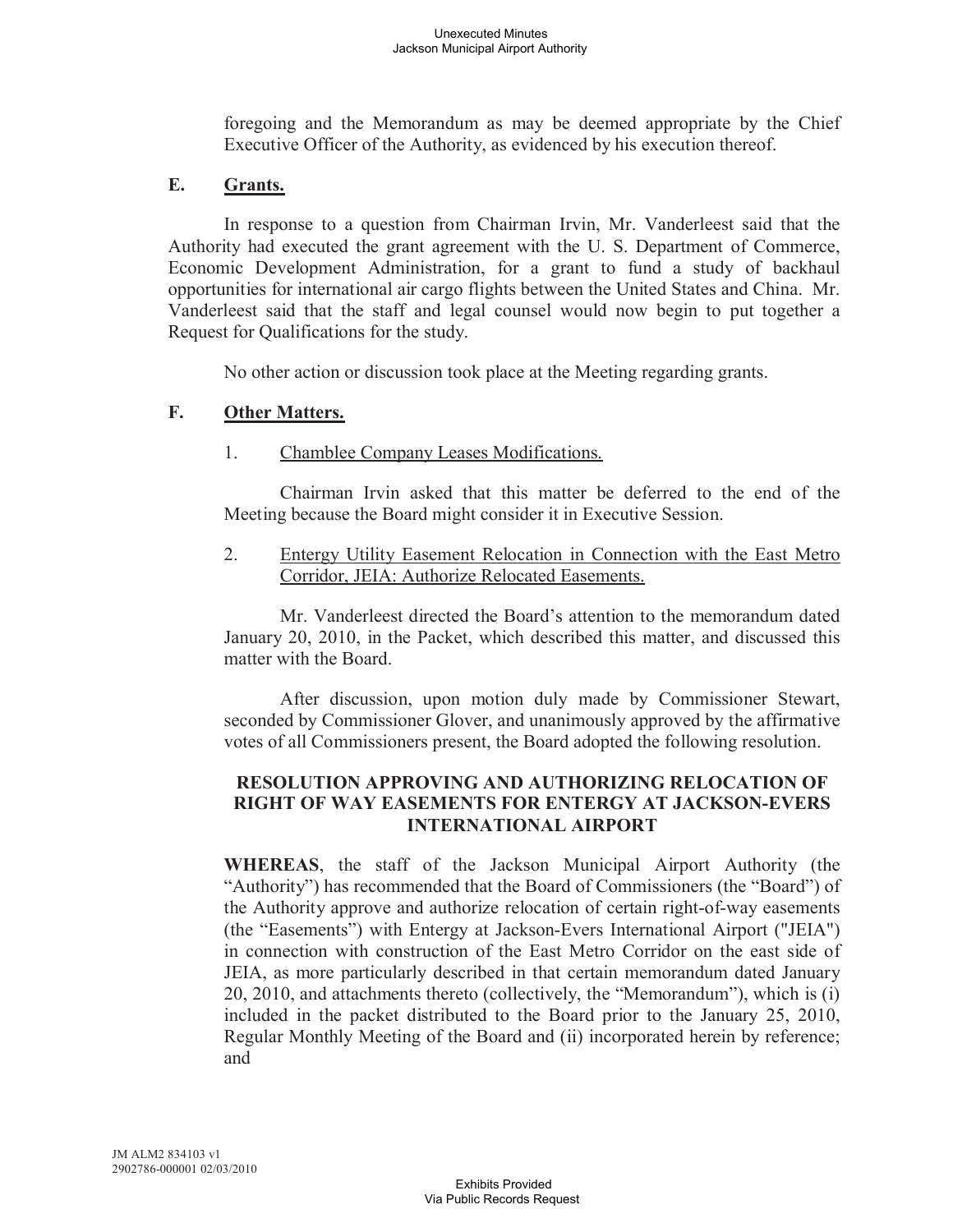foregoing and the Memorandum as may be deemed appropriate by the Chief Executive Officer of the Authority, as evidenced by his execution thereof.

## E. Grants.

In response to a question from Chairman Irvin, Mr. Vanderleest said that the Authority had executed the grant agreement with the U. S. Department of Commerce, Economic Development Administration, for a grant to fund a study of backhaul opportunities for international air cargo flights between the United States and China. Mr. Vanderleest said that the staff and legal counsel would now begin to put together a Request for Qualifications for the study.

No other action or discussion took place at the Meeting regarding grants.

## F. Other Matters.

1. Chamblee Company Leases Modifications.

Chairman Irvin asked that this matter be deferred to the end of the Meeting because the Board might consider it in Executive Session.

2. Entergy Utility Easement Relocation in Connection with the East Metro Corridor, JEIA: Authorize Relocated Easements.

Mr. Vanderleest directed the Board's attention to the memorandum dated January 20, 2010, in the Packet, which described this matter, and discussed this matter with the Board.

After discussion, upon motion duly made by Commissioner Stewart, seconded by Commissioner Glover, and unanimously approved by the affirmative votes of all Commissioners present, the Board adopted the following resolution.

**RESOLUTION APPROVING AND AUTHORIZING RELOCATION OF RIGHT OF WAY EASEMENTS FOR ENTERGY AT JACKSON-EVERS INTERNATIONAL AIRPORT**

**WHEREAS**, the staff of the Jackson Municipal Airport Authority (the "Authority") has recommended that the Board of Commissioners (the "Board") of the Authority approve and authorize relocation of certain right-of-way easements (the "Easements") with Entergy at Jackson-Evers International Airport ("JEIA") in connection with construction of the East Metro Corridor on the east side of JEIA, as more particularly described in that certain memorandum dated January 20, 2010, and attachments thereto (collectively, the "Memorandum"), which is (i) included in the packet distributed to the Board prior to the January 25, 2010, Regular Monthly Meeting of the Board and (ii) incorporated herein by reference; and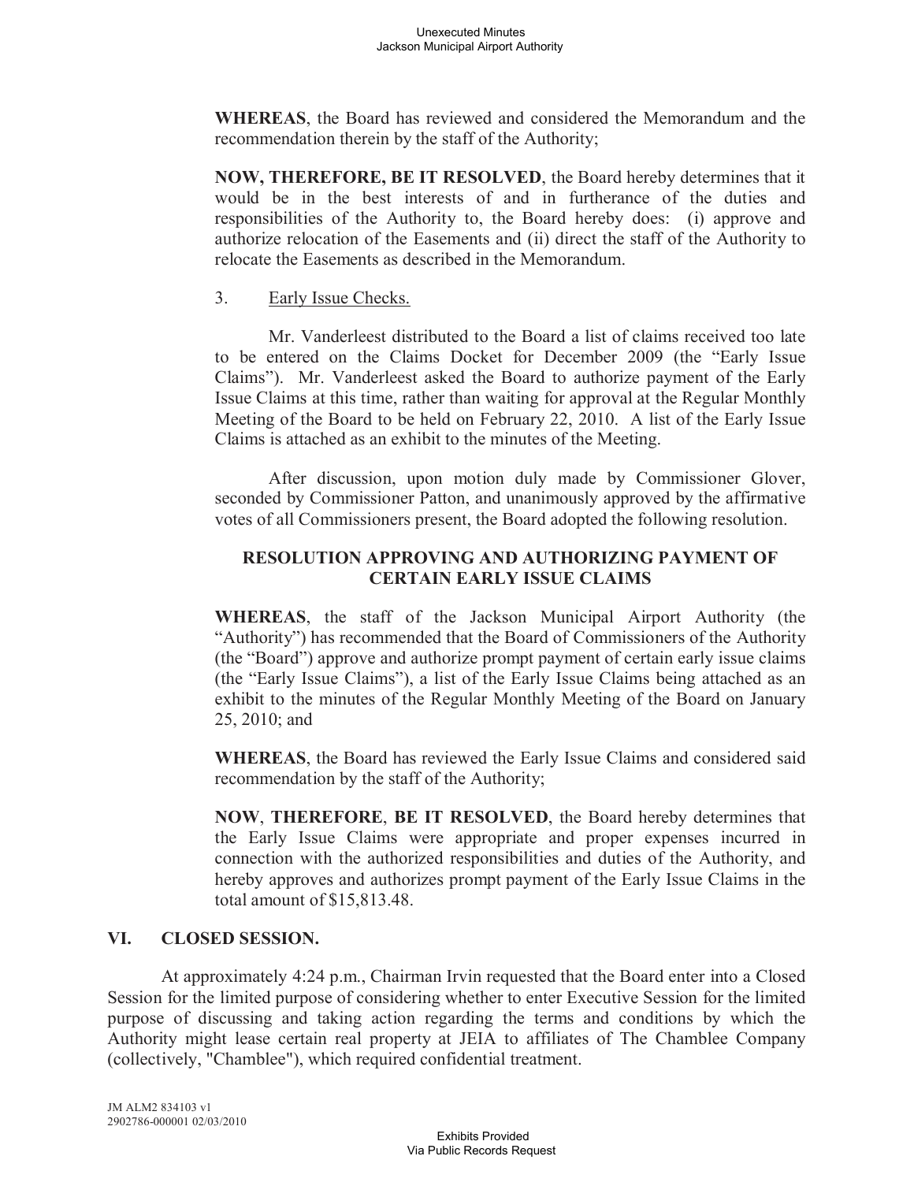**WHEREAS**, the Board has reviewed and considered the Memorandum and the recommendation therein by the staff of the Authority;

**NOW, THEREFORE, BE IT RESOLVED**, the Board hereby determines that it would be in the best interests of and in furtherance of the duties and responsibilities of the Authority to, the Board hereby does: (i) approve and authorize relocation of the Easements and (ii) direct the staff of the Authority to relocate the Easements as described in the Memorandum.

3. Early Issue Checks.

Mr. Vanderleest distributed to the Board a list of claims received too late to be entered on the Claims Docket for December 2009 (the "Early Issue Claims"). Mr. Vanderleest asked the Board to authorize payment of the Early Issue Claims at this time, rather than waiting for approval at the Regular Monthly Meeting of the Board to be held on February 22, 2010. A list of the Early Issue Claims is attached as an exhibit to the minutes of the Meeting.

After discussion, upon motion duly made by Commissioner Glover, seconded by Commissioner Patton, and unanimously approved by the affirmative votes of all Commissioners present, the Board adopted the following resolution.

**RESOLUTION APPROVING AND AUTHORIZING PAYMENT OF CERTAIN EARLY ISSUE CLAIMS**

**WHEREAS**, the staff of the Jackson Municipal Airport Authority (the "Authority") has recommended that the Board of Commissioners of the Authority (the "Board") approve and authorize prompt payment of certain early issue claims (the "Early Issue Claims"), a list of the Early Issue Claims being attached as an exhibit to the minutes of the Regular Monthly Meeting of the Board on January 25, 2010; and

**WHEREAS**, the Board has reviewed the Early Issue Claims and considered said recommendation by the staff of the Authority;

**NOW**, **THEREFORE**, **BE IT RESOLVED**, the Board hereby determines that the Early Issue Claims were appropriate and proper expenses incurred in connection with the authorized responsibilities and duties of the Authority, and hereby approves and authorizes prompt payment of the Early Issue Claims in the total amount of $15,813.48.

## VI. CLOSED SESSION.

At approximately 4:24 p.m., Chairman Irvin requested that the Board enter into a Closed Session for the limited purpose of considering whether to enter Executive Session for the limited purpose of discussing and taking action regarding the terms and conditions by which the Authority might lease certain real property at JEIA to affiliates of The Chamblee Company (collectively, "Chamblee"), which required confidential treatment.

JM ALM2 834103 v1
2902786-000001 02/03/2010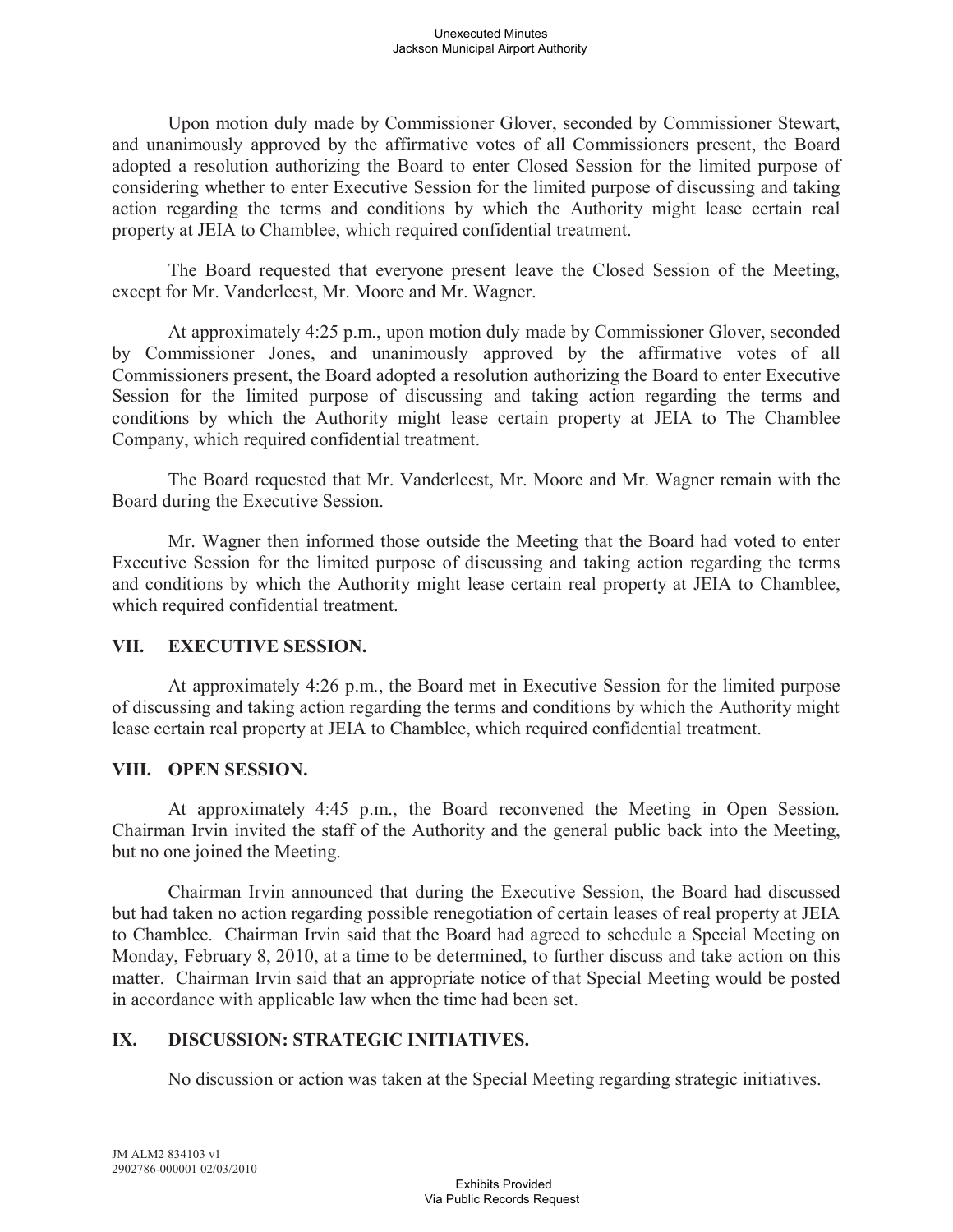Upon motion duly made by Commissioner Glover, seconded by Commissioner Stewart, and unanimously approved by the affirmative votes of all Commissioners present, the Board adopted a resolution authorizing the Board to enter Closed Session for the limited purpose of considering whether to enter Executive Session for the limited purpose of discussing and taking action regarding the terms and conditions by which the Authority might lease certain real property at JEIA to Chamblee, which required confidential treatment.

The Board requested that everyone present leave the Closed Session of the Meeting, except for Mr. Vanderleest, Mr. Moore and Mr. Wagner.

At approximately 4:25 p.m., upon motion duly made by Commissioner Glover, seconded by Commissioner Jones, and unanimously approved by the affirmative votes of all Commissioners present, the Board adopted a resolution authorizing the Board to enter Executive Session for the limited purpose of discussing and taking action regarding the terms and conditions by which the Authority might lease certain property at JEIA to The Chamblee Company, which required confidential treatment.

The Board requested that Mr. Vanderleest, Mr. Moore and Mr. Wagner remain with the Board during the Executive Session.

Mr. Wagner then informed those outside the Meeting that the Board had voted to enter Executive Session for the limited purpose of discussing and taking action regarding the terms and conditions by which the Authority might lease certain real property at JEIA to Chamblee, which required confidential treatment.

## VII. EXECUTIVE SESSION.

At approximately 4:26 p.m., the Board met in Executive Session for the limited purpose of discussing and taking action regarding the terms and conditions by which the Authority might lease certain real property at JEIA to Chamblee, which required confidential treatment.

## VIII. OPEN SESSION.

At approximately 4:45 p.m., the Board reconvened the Meeting in Open Session. Chairman Irvin invited the staff of the Authority and the general public back into the Meeting, but no one joined the Meeting.

Chairman Irvin announced that during the Executive Session, the Board had discussed but had taken no action regarding possible renegotiation of certain leases of real property at JEIA to Chamblee. Chairman Irvin said that the Board had agreed to schedule a Special Meeting on Monday, February 8, 2010, at a time to be determined, to further discuss and take action on this matter. Chairman Irvin said that an appropriate notice of that Special Meeting would be posted in accordance with applicable law when the time had been set.

## IX. DISCUSSION: STRATEGIC INITIATIVES.

No discussion or action was taken at the Special Meeting regarding strategic initiatives.

JM ALM2 834103 v1
2902786-000001 02/03/2010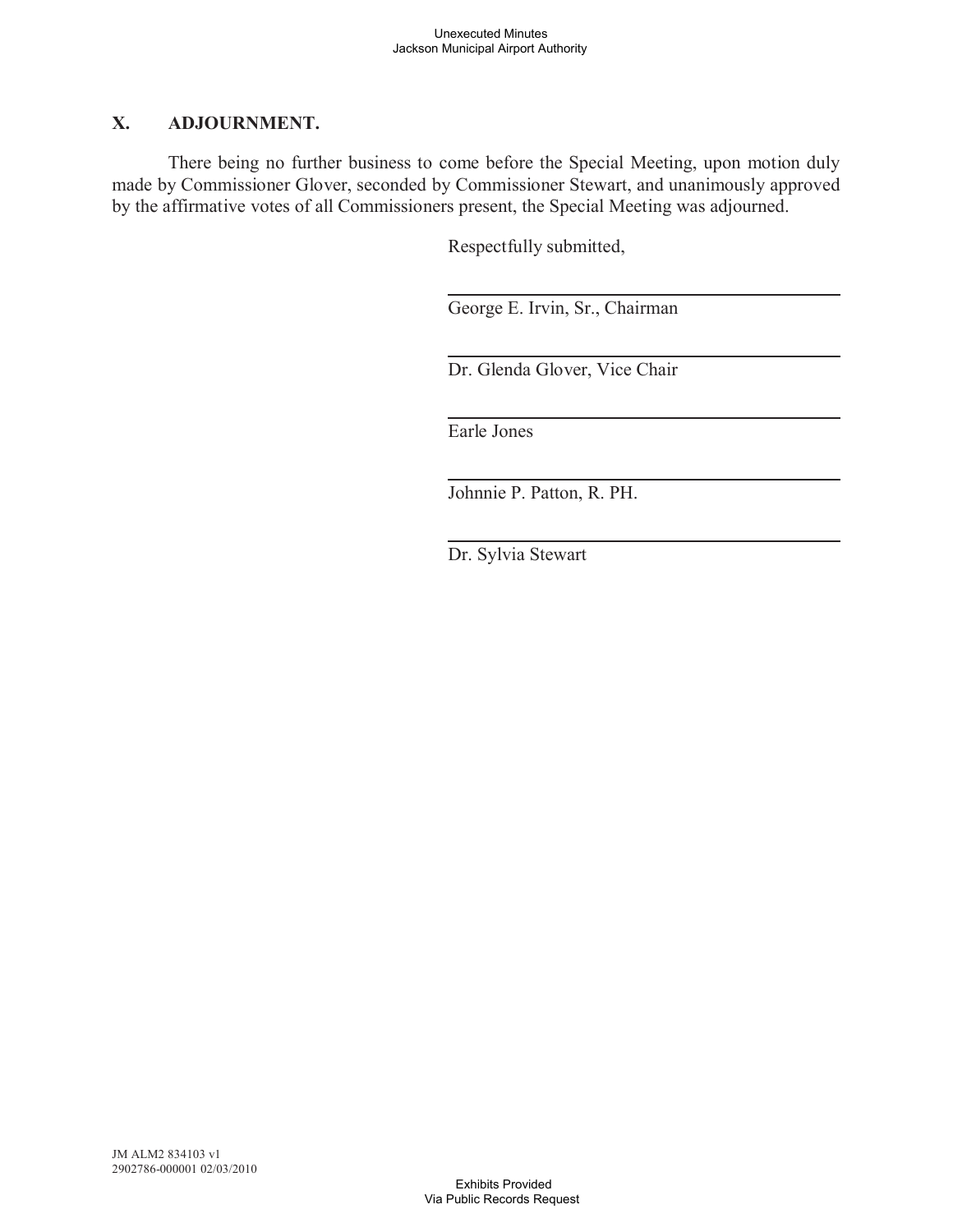## X. ADJOURNMENT.

There being no further business to come before the Special Meeting, upon motion duly made by Commissioner Glover, seconded by Commissioner Stewart, and unanimously approved by the affirmative votes of all Commissioners present, the Special Meeting was adjourned.

Respectfully submitted,

\_\_\_\_\_\_\_\_\_\_\_\_\_\_\_\_\_\_\_\_\_\_\_\_\_\_\_\_\_\_\_\_\_\_\_\_

George E. Irvin, Sr., Chairman

\_\_\_\_\_\_\_\_\_\_\_\_\_\_\_\_\_\_\_\_\_\_\_\_\_\_\_\_\_\_\_\_\_\_\_\_

Dr. Glenda Glover, Vice Chair

\_\_\_\_\_\_\_\_\_\_\_\_\_\_\_\_\_\_\_\_\_\_\_\_\_\_\_\_\_\_\_\_\_\_\_\_

Earle Jones

\_\_\_\_\_\_\_\_\_\_\_\_\_\_\_\_\_\_\_\_\_\_\_\_\_\_\_\_\_\_\_\_\_\_\_\_

Johnnie P. Patton, R. PH.

\_\_\_\_\_\_\_\_\_\_\_\_\_\_\_\_\_\_\_\_\_\_\_\_\_\_\_\_\_\_\_\_\_\_\_\_

Dr. Sylvia Stewart

JM ALM2 834103 v1
2902786-000001 02/03/2010